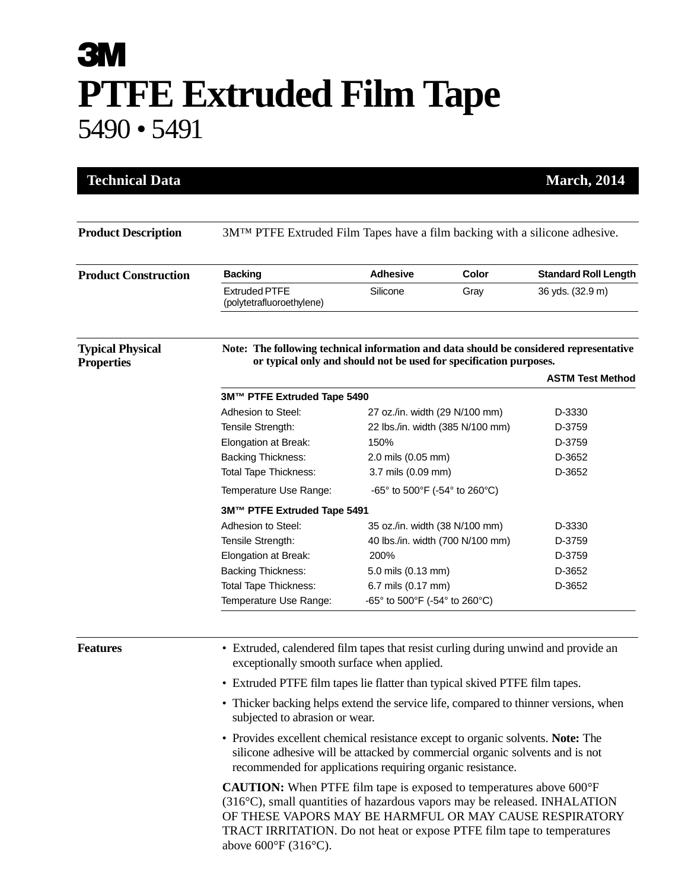3M

# PTFE Extruded Film Tape

## 5490 • 5491

**Technical Data** — **March, 2014**

**Product Description**

3M™ PTFE Extruded Film Tapes have a film backing with a silicone adhesive.

**Product Construction**

| Backing | Adhesive | Color | Standard Roll Length |
|---|---|---|---|
| Extruded PTFE (polytetrafluoroethylene) | Silicone | Gray | 36 yds. (32.9 m) |

**Typical Physical Properties**

**Note: The following technical information and data should be considered representative or typical only and should not be used for specification purposes.**

| | | ASTM Test Method |
|---|---|---|
| **3M™ PTFE Extruded Tape 5490** | | |
| Adhesion to Steel: | 27 oz./in. width (29 N/100 mm) | D-3330 |
| Tensile Strength: | 22 lbs./in. width (385 N/100 mm) | D-3759 |
| Elongation at Break: | 150% | D-3759 |
| Backing Thickness: | 2.0 mils (0.05 mm) | D-3652 |
| Total Tape Thickness: | 3.7 mils (0.09 mm) | D-3652 |
| Temperature Use Range: | -65° to 500°F (-54° to 260°C) | |
| **3M™ PTFE Extruded Tape 5491** | | |
| Adhesion to Steel: | 35 oz./in. width (38 N/100 mm) | D-3330 |
| Tensile Strength: | 40 lbs./in. width (700 N/100 mm) | D-3759 |
| Elongation at Break: | 200% | D-3759 |
| Backing Thickness: | 5.0 mils (0.13 mm) | D-3652 |
| Total Tape Thickness: | 6.7 mils (0.17 mm) | D-3652 |
| Temperature Use Range: | -65° to 500°F (-54° to 260°C) | |

**Features**

- Extruded, calendered film tapes that resist curling during unwind and provide an exceptionally smooth surface when applied.
- Extruded PTFE film tapes lie flatter than typical skived PTFE film tapes.
- Thicker backing helps extend the service life, compared to thinner versions, when subjected to abrasion or wear.
- Provides excellent chemical resistance except to organic solvents. **Note:** The silicone adhesive will be attacked by commercial organic solvents and is not recommended for applications requiring organic resistance.

**CAUTION:** When PTFE film tape is exposed to temperatures above 600°F (316°C), small quantities of hazardous vapors may be released. INHALATION OF THESE VAPORS MAY BE HARMFUL OR MAY CAUSE RESPIRATORY TRACT IRRITATION. Do not heat or expose PTFE film tape to temperatures above 600°F (316°C).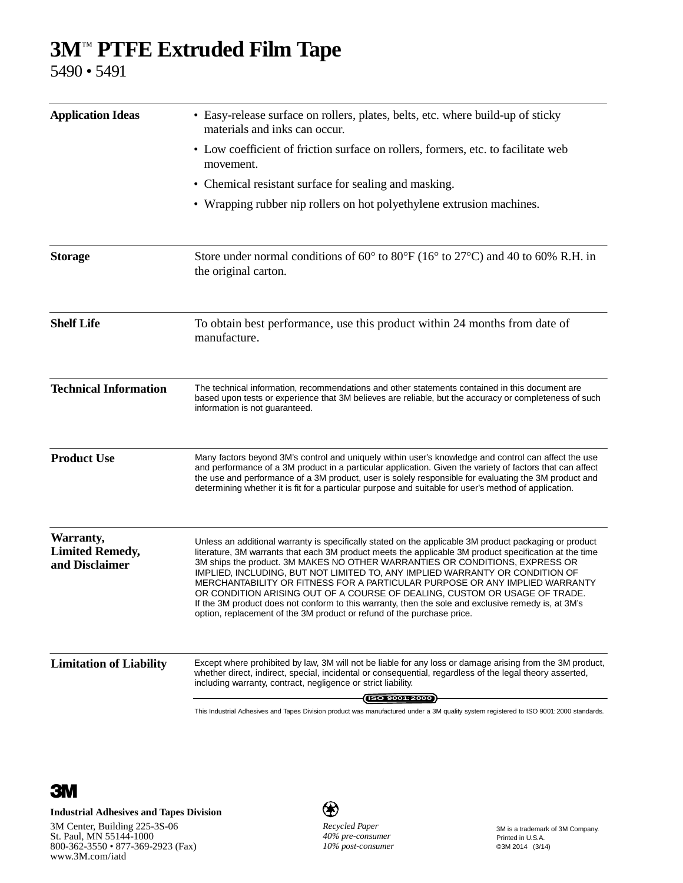# 3M™ PTFE Extruded Film Tape

5490 • 5491

## Application Ideas

- Easy-release surface on rollers, plates, belts, etc. where build-up of sticky materials and inks can occur.
- Low coefficient of friction surface on rollers, formers, etc. to facilitate web movement.
- Chemical resistant surface for sealing and masking.
- Wrapping rubber nip rollers on hot polyethylene extrusion machines.

## Storage

Store under normal conditions of 60° to 80°F (16° to 27°C) and 40 to 60% R.H. in the original carton.

## Shelf Life

To obtain best performance, use this product within 24 months from date of manufacture.

## Technical Information

The technical information, recommendations and other statements contained in this document are based upon tests or experience that 3M believes are reliable, but the accuracy or completeness of such information is not guaranteed.

## Product Use

Many factors beyond 3M's control and uniquely within user's knowledge and control can affect the use and performance of a 3M product in a particular application. Given the variety of factors that can affect the use and performance of a 3M product, user is solely responsible for evaluating the 3M product and determining whether it is fit for a particular purpose and suitable for user's method of application.

## Warranty, Limited Remedy, and Disclaimer

Unless an additional warranty is specifically stated on the applicable 3M product packaging or product literature, 3M warrants that each 3M product meets the applicable 3M product specification at the time 3M ships the product. 3M MAKES NO OTHER WARRANTIES OR CONDITIONS, EXPRESS OR IMPLIED, INCLUDING, BUT NOT LIMITED TO, ANY IMPLIED WARRANTY OR CONDITION OF MERCHANTABILITY OR FITNESS FOR A PARTICULAR PURPOSE OR ANY IMPLIED WARRANTY OR CONDITION ARISING OUT OF A COURSE OF DEALING, CUSTOM OR USAGE OF TRADE. If the 3M product does not conform to this warranty, then the sole and exclusive remedy is, at 3M's option, replacement of the 3M product or refund of the purchase price.

## Limitation of Liability

Except where prohibited by law, 3M will not be liable for any loss or damage arising from the 3M product, whether direct, indirect, special, incidental or consequential, regardless of the legal theory asserted, including warranty, contract, negligence or strict liability.

ISO 9001:2000

This Industrial Adhesives and Tapes Division product was manufactured under a 3M quality system registered to ISO 9001:2000 standards.

3M

**Industrial Adhesives and Tapes Division**

3M Center, Building 225-3S-06
St. Paul, MN 55144-1000
800-362-3550 • 877-369-2923 (Fax)
www.3M.com/iatd

*Recycled Paper*
*40% pre-consumer*
*10% post-consumer*

3M is a trademark of 3M Company.
Printed in U.S.A.
©3M 2014 (3/14)